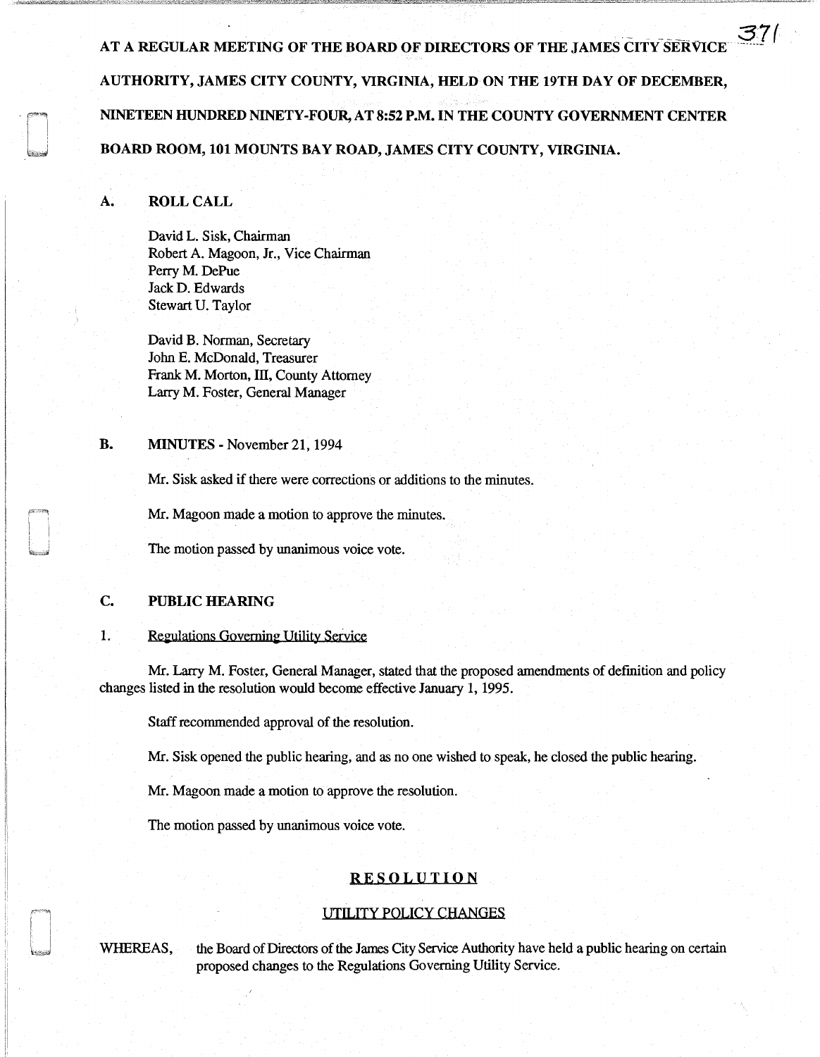**AT A REGULAR MEETING OF THE BOARD OF DIRECTORS OF THE JAMES CITY SERVICE AUTHORITY, JAMES CITY COUNTY, VIRGINIA, HELD ON THE 19TH DAY OF DECEMBER, NINETEEN HUNDRED NINETY-FOUR, AT 8:52 P.M. IN THE COUNTY GOVERNMENT CENTER BOARD ROOM, 101 MOUNTS BAY ROAD, JAMES CITY COUNTY, VIRGINIA.**

## A. ROLL CALL

David L. Sisk, Chairman
Robert A. Magoon, Jr., Vice Chairman
Perry M. DePue
Jack D. Edwards
Stewart U. Taylor

David B. Norman, Secretary
John E. McDonald, Treasurer
Frank M. Morton, III, County Attorney
Larry M. Foster, General Manager

## B. MINUTES - November 21, 1994

Mr. Sisk asked if there were corrections or additions to the minutes.

Mr. Magoon made a motion to approve the minutes.

The motion passed by unanimous voice vote.

## C. PUBLIC HEARING

1. Regulations Governing Utility Service

Mr. Larry M. Foster, General Manager, stated that the proposed amendments of definition and policy changes listed in the resolution would become effective January 1, 1995.

Staff recommended approval of the resolution.

Mr. Sisk opened the public hearing, and as no one wished to speak, he closed the public hearing.

Mr. Magoon made a motion to approve the resolution.

The motion passed by unanimous voice vote.

**RESOLUTION**

UTILITY POLICY CHANGES

WHEREAS, the Board of Directors of the James City Service Authority have held a public hearing on certain proposed changes to the Regulations Governing Utility Service.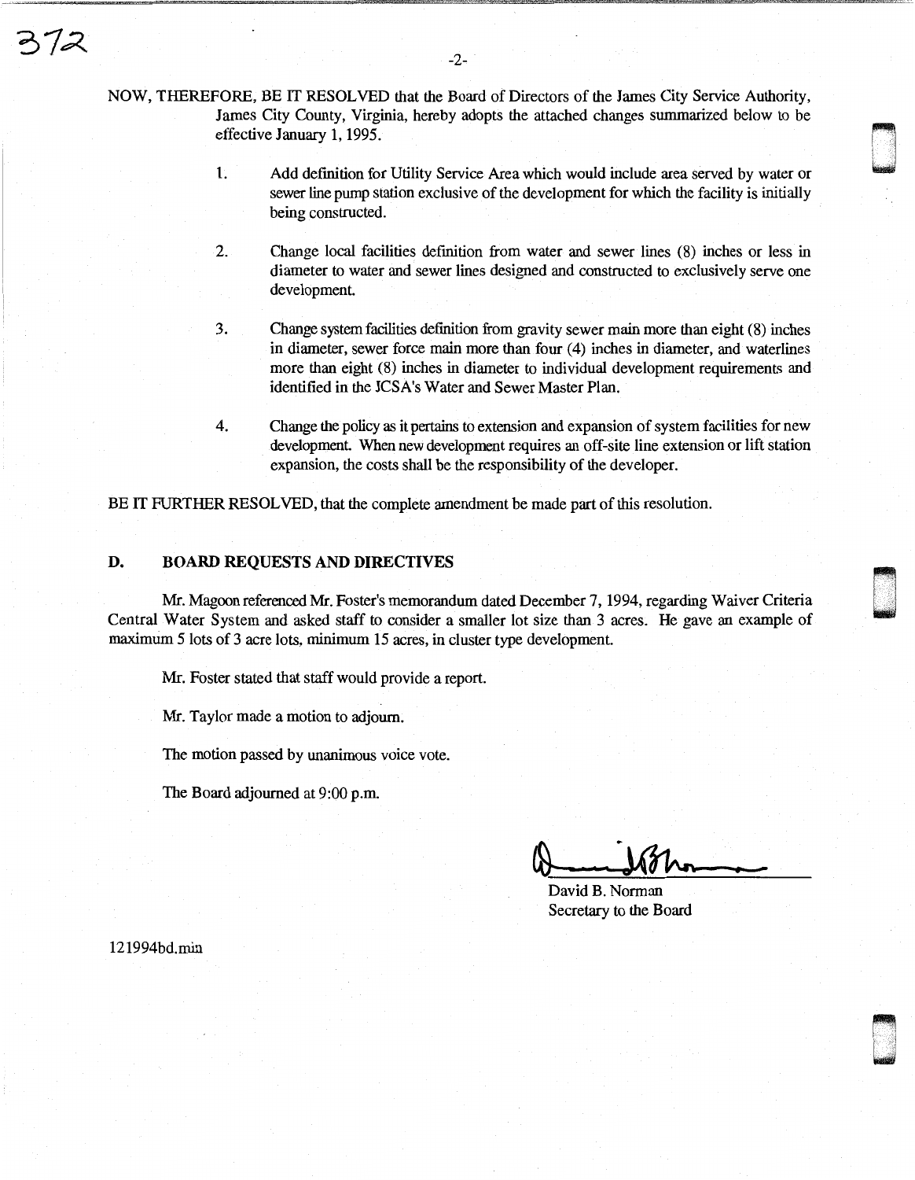NOW, THEREFORE, BE IT RESOLVED that the Board of Directors of the James City Service Authority, James City County, Virginia, hereby adopts the attached changes summarized below to be effective January 1, 1995.

1. Add definition for Utility Service Area which would include area served by water or sewer line pump station exclusive of the development for which the facility is initially being constructed.

2. Change local facilities definition from water and sewer lines (8) inches or less in diameter to water and sewer lines designed and constructed to exclusively serve one development.

3. Change system facilities definition from gravity sewer main more than eight (8) inches in diameter, sewer force main more than four (4) inches in diameter, and waterlines more than eight (8) inches in diameter to individual development requirements and identified in the JCSA's Water and Sewer Master Plan.

4. Change the policy as it pertains to extension and expansion of system facilities for new development. When new development requires an off-site line extension or lift station expansion, the costs shall be the responsibility of the developer.

BE IT FURTHER RESOLVED, that the complete amendment be made part of this resolution.

## D. BOARD REQUESTS AND DIRECTIVES

Mr. Magoon referenced Mr. Foster's memorandum dated December 7, 1994, regarding Waiver Criteria Central Water System and asked staff to consider a smaller lot size than 3 acres. He gave an example of maximum 5 lots of 3 acre lots, minimum 15 acres, in cluster type development.

Mr. Foster stated that staff would provide a report.

Mr. Taylor made a motion to adjourn.

The motion passed by unanimous voice vote.

The Board adjourned at 9:00 p.m.

David B. Norman
Secretary to the Board

121994bd.min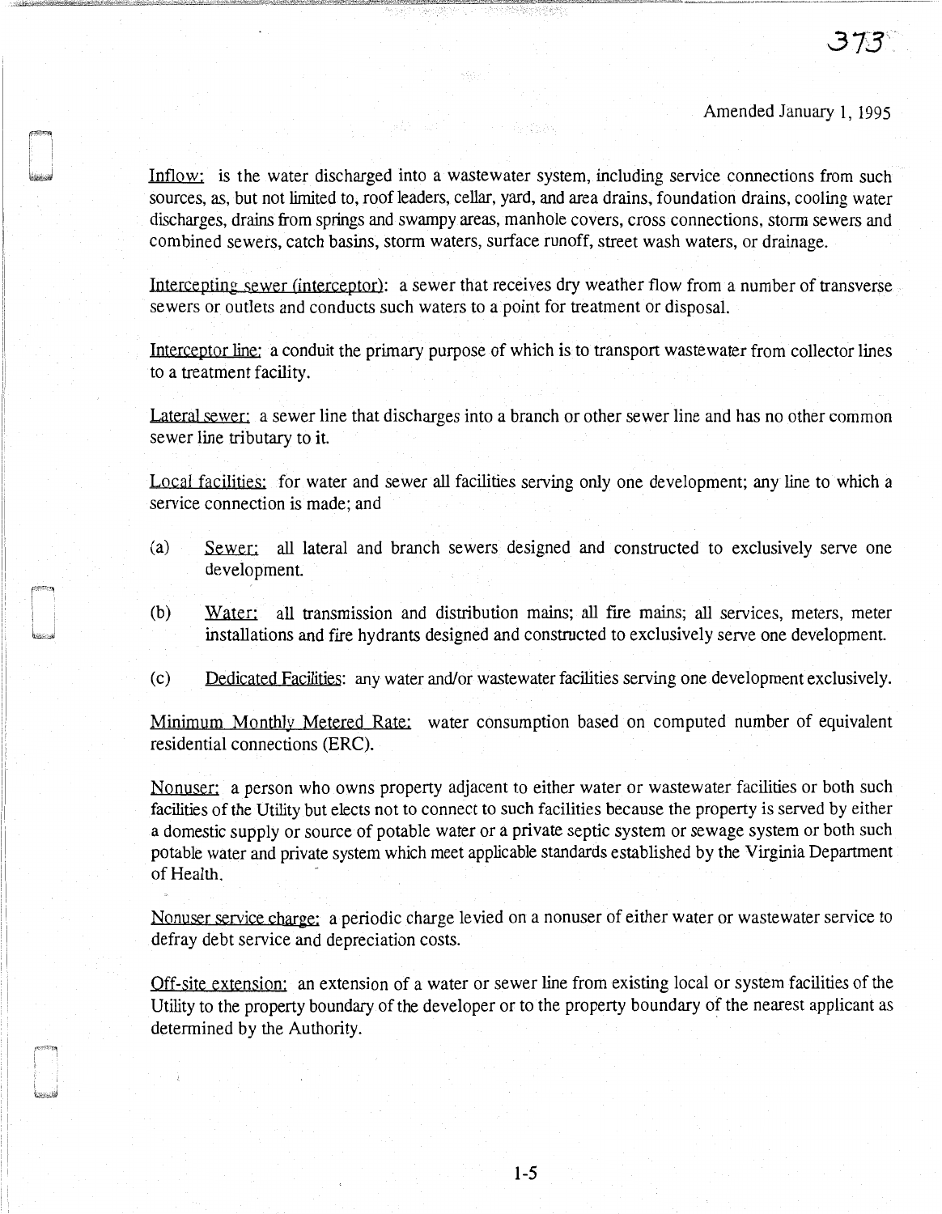Amended January 1, 1995

Inflow: is the water discharged into a wastewater system, including service connections from such sources, as, but not limited to, roof leaders, cellar, yard, and area drains, foundation drains, cooling water discharges, drains from springs and swampy areas, manhole covers, cross connections, storm sewers and combined sewers, catch basins, storm waters, surface runoff, street wash waters, or drainage.

Intercepting sewer (interceptor): a sewer that receives dry weather flow from a number of transverse sewers or outlets and conducts such waters to a point for treatment or disposal.

Interceptor line: a conduit the primary purpose of which is to transport wastewater from collector lines to a treatment facility.

Lateral sewer: a sewer line that discharges into a branch or other sewer line and has no other common sewer line tributary to it.

Local facilities: for water and sewer all facilities serving only one development; any line to which a service connection is made; and

(a) Sewer: all lateral and branch sewers designed and constructed to exclusively serve one development.

(b) Water: all transmission and distribution mains; all fire mains; all services, meters, meter installations and fire hydrants designed and constructed to exclusively serve one development.

(c) Dedicated Facilities: any water and/or wastewater facilities serving one development exclusively.

Minimum Monthly Metered Rate: water consumption based on computed number of equivalent residential connections (ERC).

Nonuser: a person who owns property adjacent to either water or wastewater facilities or both such facilities of the Utility but elects not to connect to such facilities because the property is served by either a domestic supply or source of potable water or a private septic system or sewage system or both such potable water and private system which meet applicable standards established by the Virginia Department of Health.

Nonuser service charge: a periodic charge levied on a nonuser of either water or wastewater service to defray debt service and depreciation costs.

Off-site extension: an extension of a water or sewer line from existing local or system facilities of the Utility to the property boundary of the developer or to the property boundary of the nearest applicant as determined by the Authority.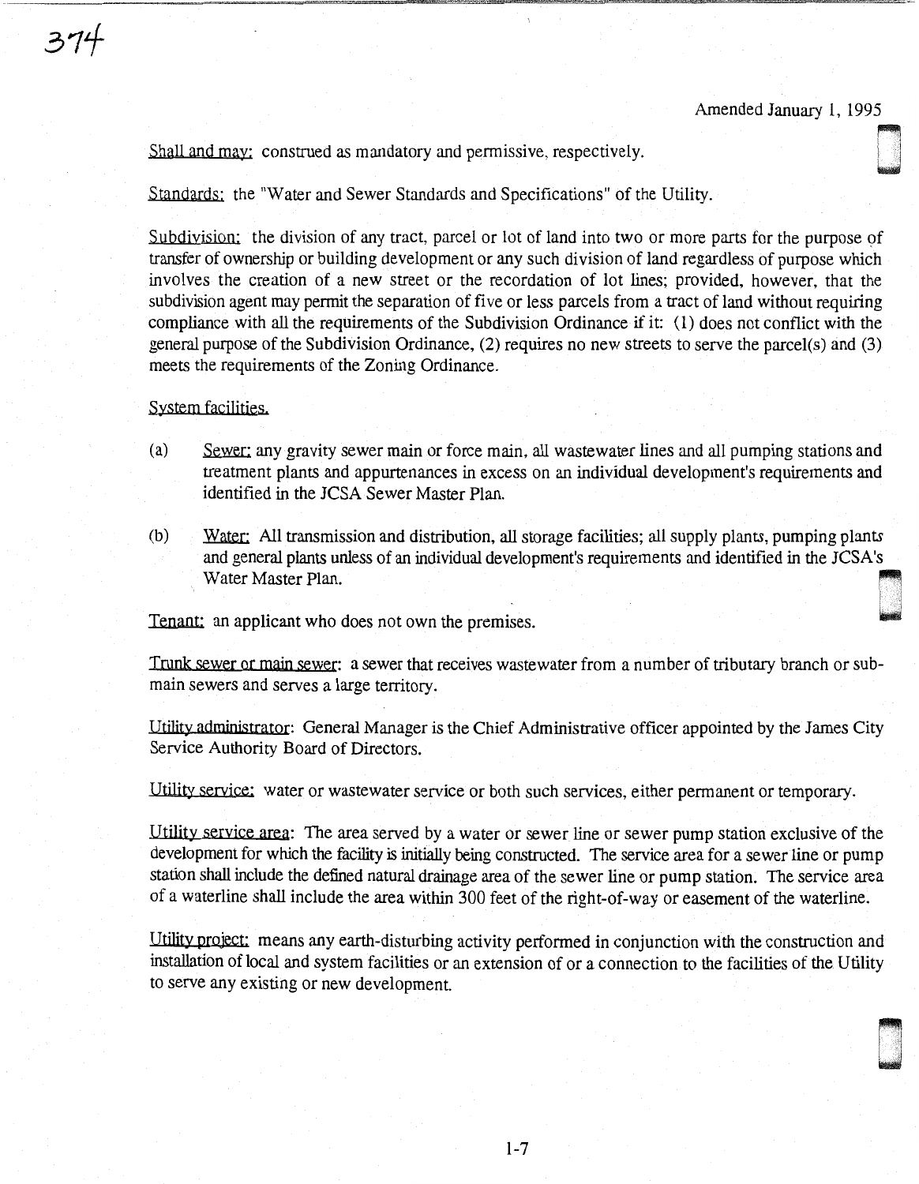Amended January 1, 1995

Shall and may: construed as mandatory and permissive, respectively.

Standards: the "Water and Sewer Standards and Specifications" of the Utility.

Subdivision: the division of any tract, parcel or lot of land into two or more parts for the purpose of transfer of ownership or building development or any such division of land regardless of purpose which involves the creation of a new street or the recordation of lot lines; provided, however, that the subdivision agent may permit the separation of five or less parcels from a tract of land without requiring compliance with all the requirements of the Subdivision Ordinance if it: (1) does not conflict with the general purpose of the Subdivision Ordinance, (2) requires no new streets to serve the parcel(s) and (3) meets the requirements of the Zoning Ordinance.

System facilities.

(a) Sewer: any gravity sewer main or force main, all wastewater lines and all pumping stations and treatment plants and appurtenances in excess on an individual development's requirements and identified in the JCSA Sewer Master Plan.

(b) Water: All transmission and distribution, all storage facilities; all supply plants, pumping plants and general plants unless of an individual development's requirements and identified in the JCSA's Water Master Plan.

Tenant: an applicant who does not own the premises.

Trunk sewer or main sewer: a sewer that receives wastewater from a number of tributary branch or sub-main sewers and serves a large territory.

Utility administrator: General Manager is the Chief Administrative officer appointed by the James City Service Authority Board of Directors.

Utility service: water or wastewater service or both such services, either permanent or temporary.

Utility service area: The area served by a water or sewer line or sewer pump station exclusive of the development for which the facility is initially being constructed. The service area for a sewer line or pump station shall include the defined natural drainage area of the sewer line or pump station. The service area of a waterline shall include the area within 300 feet of the right-of-way or easement of the waterline.

Utility project: means any earth-disturbing activity performed in conjunction with the construction and installation of local and system facilities or an extension of or a connection to the facilities of the Utility to serve any existing or new development.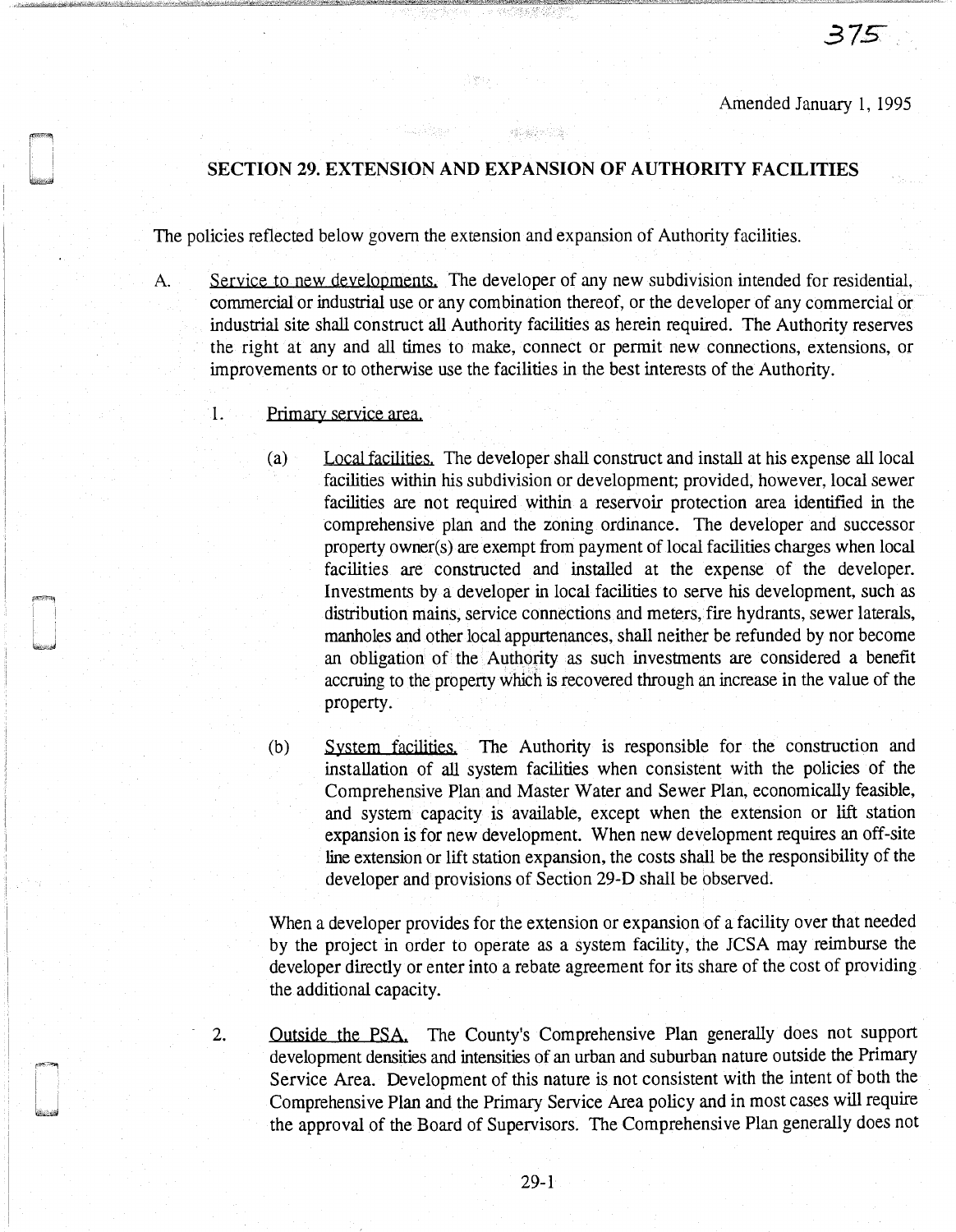Amended January 1, 1995

## SECTION 29. EXTENSION AND EXPANSION OF AUTHORITY FACILITIES

The policies reflected below govern the extension and expansion of Authority facilities.

A. Service to new developments. The developer of any new subdivision intended for residential, commercial or industrial use or any combination thereof, or the developer of any commercial or industrial site shall construct all Authority facilities as herein required. The Authority reserves the right at any and all times to make, connect or permit new connections, extensions, or improvements or to otherwise use the facilities in the best interests of the Authority.

1. Primary service area.

(a) Local facilities. The developer shall construct and install at his expense all local facilities within his subdivision or development; provided, however, local sewer facilities are not required within a reservoir protection area identified in the comprehensive plan and the zoning ordinance. The developer and successor property owner(s) are exempt from payment of local facilities charges when local facilities are constructed and installed at the expense of the developer. Investments by a developer in local facilities to serve his development, such as distribution mains, service connections and meters, fire hydrants, sewer laterals, manholes and other local appurtenances, shall neither be refunded by nor become an obligation of the Authority as such investments are considered a benefit accruing to the property which is recovered through an increase in the value of the property.

(b) System facilities. The Authority is responsible for the construction and installation of all system facilities when consistent with the policies of the Comprehensive Plan and Master Water and Sewer Plan, economically feasible, and system capacity is available, except when the extension or lift station expansion is for new development. When new development requires an off-site line extension or lift station expansion, the costs shall be the responsibility of the developer and provisions of Section 29-D shall be observed.

When a developer provides for the extension or expansion of a facility over that needed by the project in order to operate as a system facility, the JCSA may reimburse the developer directly or enter into a rebate agreement for its share of the cost of providing the additional capacity.

2. Outside the PSA. The County's Comprehensive Plan generally does not support development densities and intensities of an urban and suburban nature outside the Primary Service Area. Development of this nature is not consistent with the intent of both the Comprehensive Plan and the Primary Service Area policy and in most cases will require the approval of the Board of Supervisors. The Comprehensive Plan generally does not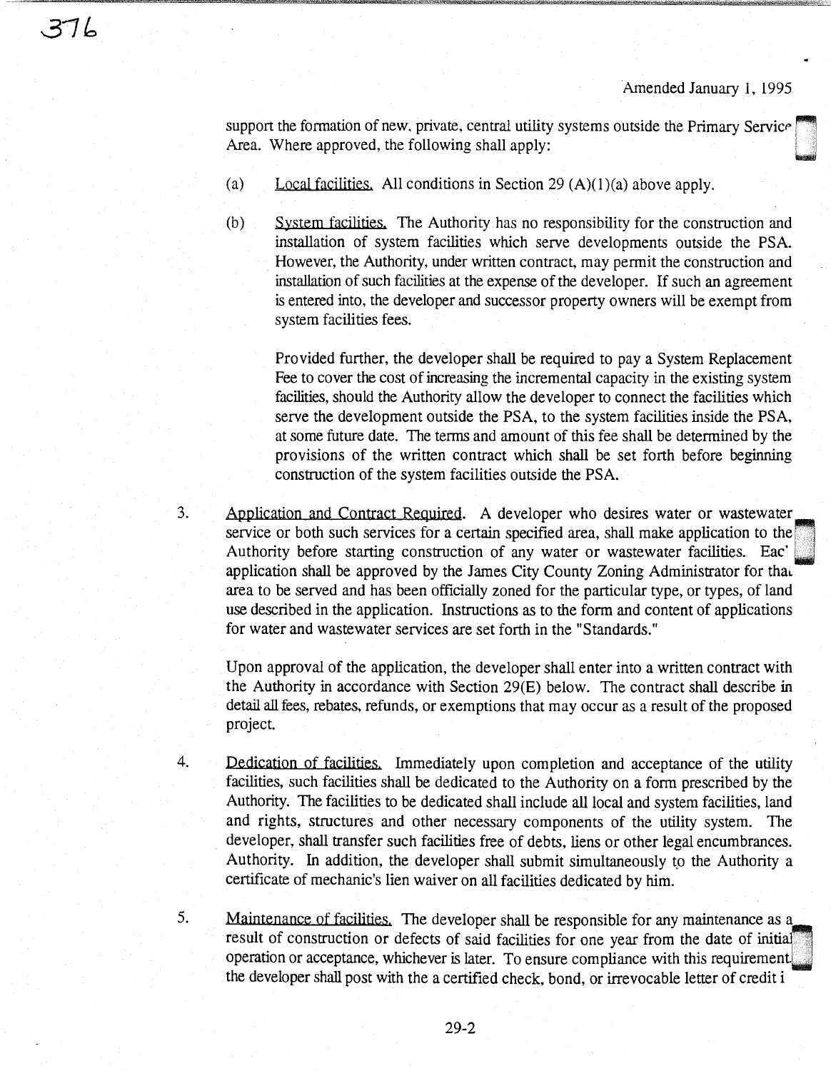support the formation of new, private, central utility systems outside the Primary Service Area. Where approved, the following shall apply:

(a) Local facilities. All conditions in Section 29 (A)(1)(a) above apply.

(b) System facilities. The Authority has no responsibility for the construction and installation of system facilities which serve developments outside the PSA. However, the Authority, under written contract, may permit the construction and installation of such facilities at the expense of the developer. If such an agreement is entered into, the developer and successor property owners will be exempt from system facilities fees.

Provided further, the developer shall be required to pay a System Replacement Fee to cover the cost of increasing the incremental capacity in the existing system facilities, should the Authority allow the developer to connect the facilities which serve the development outside the PSA, to the system facilities inside the PSA, at some future date. The terms and amount of this fee shall be determined by the provisions of the written contract which shall be set forth before beginning construction of the system facilities outside the PSA.

3. Application and Contract Required. A developer who desires water or wastewater service or both such services for a certain specified area, shall make application to the Authority before starting construction of any water or wastewater facilities. Each application shall be approved by the James City County Zoning Administrator for that area to be served and has been officially zoned for the particular type, or types, of land use described in the application. Instructions as to the form and content of applications for water and wastewater services are set forth in the "Standards."

   Upon approval of the application, the developer shall enter into a written contract with the Authority in accordance with Section 29(E) below. The contract shall describe in detail all fees, rebates, refunds, or exemptions that may occur as a result of the proposed project.

4. Dedication of facilities. Immediately upon completion and acceptance of the utility facilities, such facilities shall be dedicated to the Authority on a form prescribed by the Authority. The facilities to be dedicated shall include all local and system facilities, land and rights, structures and other necessary components of the utility system. The developer, shall transfer such facilities free of debts, liens or other legal encumbrances. Authority. In addition, the developer shall submit simultaneously to the Authority a certificate of mechanic's lien waiver on all facilities dedicated by him.

5. Maintenance of facilities. The developer shall be responsible for any maintenance as a result of construction or defects of said facilities for one year from the date of initial operation or acceptance, whichever is later. To ensure compliance with this requirement the developer shall post with the a certified check, bond, or irrevocable letter of credit i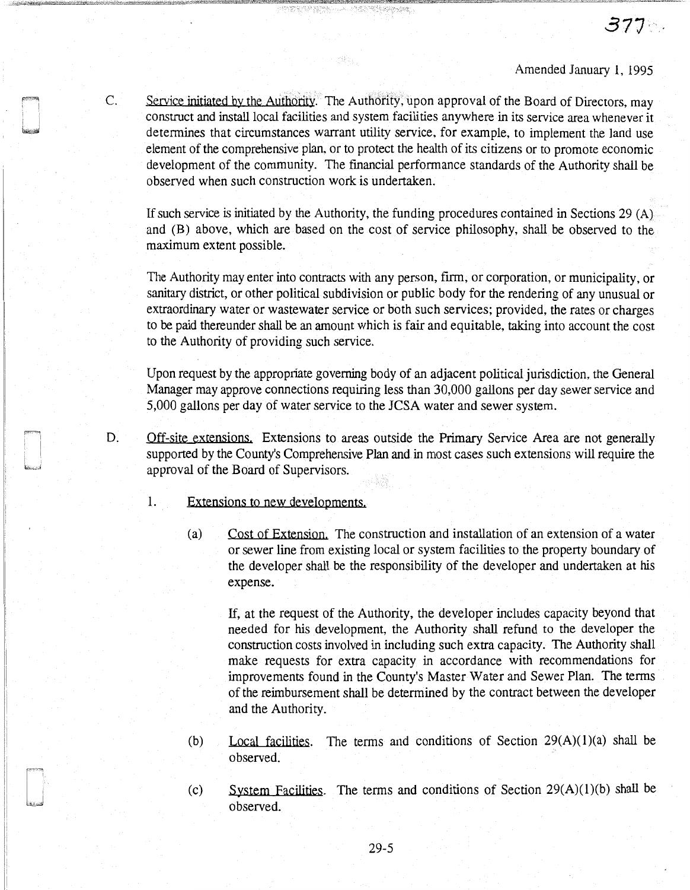Amended January 1, 1995

C. Service initiated by the Authority. The Authority, upon approval of the Board of Directors, may construct and install local facilities and system facilities anywhere in its service area whenever it determines that circumstances warrant utility service, for example, to implement the land use element of the comprehensive plan, or to protect the health of its citizens or to promote economic development of the community. The financial performance standards of the Authority shall be observed when such construction work is undertaken.

If such service is initiated by the Authority, the funding procedures contained in Sections 29 (A) and (B) above, which are based on the cost of service philosophy, shall be observed to the maximum extent possible.

The Authority may enter into contracts with any person, firm, or corporation, or municipality, or sanitary district, or other political subdivision or public body for the rendering of any unusual or extraordinary water or wastewater service or both such services; provided, the rates or charges to be paid thereunder shall be an amount which is fair and equitable, taking into account the cost to the Authority of providing such service.

Upon request by the appropriate governing body of an adjacent political jurisdiction, the General Manager may approve connections requiring less than 30,000 gallons per day sewer service and 5,000 gallons per day of water service to the JCSA water and sewer system.

D. Off-site extensions. Extensions to areas outside the Primary Service Area are not generally supported by the County's Comprehensive Plan and in most cases such extensions will require the approval of the Board of Supervisors.

1. Extensions to new developments.

   (a) Cost of Extension. The construction and installation of an extension of a water or sewer line from existing local or system facilities to the property boundary of the developer shall be the responsibility of the developer and undertaken at his expense.

   If, at the request of the Authority, the developer includes capacity beyond that needed for his development, the Authority shall refund to the developer the construction costs involved in including such extra capacity. The Authority shall make requests for extra capacity in accordance with recommendations for improvements found in the County's Master Water and Sewer Plan. The terms of the reimbursement shall be determined by the contract between the developer and the Authority.

   (b) Local facilities. The terms and conditions of Section 29(A)(1)(a) shall be observed.

   (c) System Facilities. The terms and conditions of Section 29(A)(1)(b) shall be observed.